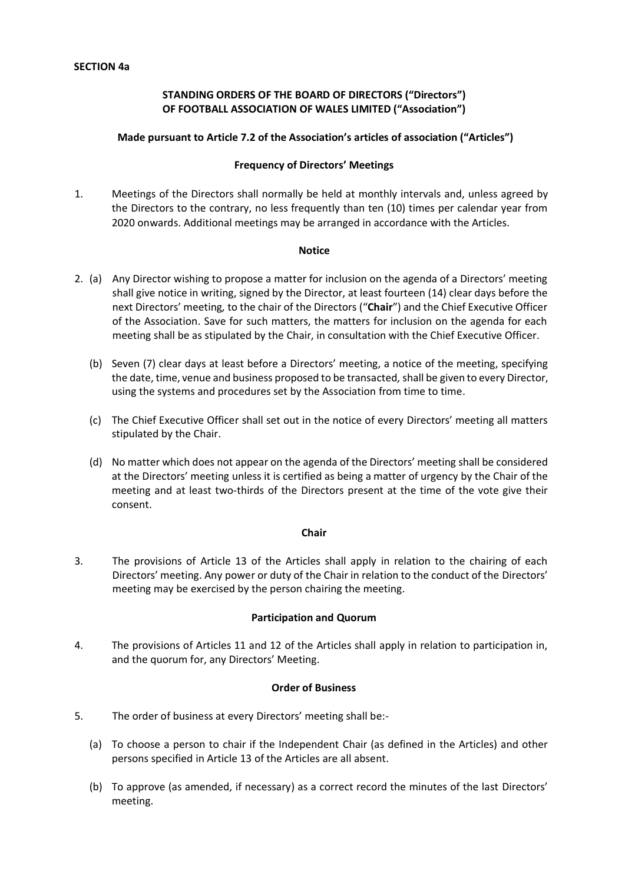**SECTION 4a**

## STANDING ORDERS OF THE BOARD OF DIRECTORS ("Directors") OF FOOTBALL ASSOCIATION OF WALES LIMITED ("Association")

**Made pursuant to Article 7.2 of the Association's articles of association ("Articles")**

### Frequency of Directors' Meetings

1. Meetings of the Directors shall normally be held at monthly intervals and, unless agreed by the Directors to the contrary, no less frequently than ten (10) times per calendar year from 2020 onwards. Additional meetings may be arranged in accordance with the Articles.

### Notice

2. (a) Any Director wishing to propose a matter for inclusion on the agenda of a Directors' meeting shall give notice in writing, signed by the Director, at least fourteen (14) clear days before the next Directors' meeting, to the chair of the Directors ("**Chair**") and the Chief Executive Officer of the Association. Save for such matters, the matters for inclusion on the agenda for each meeting shall be as stipulated by the Chair, in consultation with the Chief Executive Officer.

   (b) Seven (7) clear days at least before a Directors' meeting, a notice of the meeting, specifying the date, time, venue and business proposed to be transacted, shall be given to every Director, using the systems and procedures set by the Association from time to time.

   (c) The Chief Executive Officer shall set out in the notice of every Directors' meeting all matters stipulated by the Chair.

   (d) No matter which does not appear on the agenda of the Directors' meeting shall be considered at the Directors' meeting unless it is certified as being a matter of urgency by the Chair of the meeting and at least two-thirds of the Directors present at the time of the vote give their consent.

### Chair

3. The provisions of Article 13 of the Articles shall apply in relation to the chairing of each Directors' meeting. Any power or duty of the Chair in relation to the conduct of the Directors' meeting may be exercised by the person chairing the meeting.

### Participation and Quorum

4. The provisions of Articles 11 and 12 of the Articles shall apply in relation to participation in, and the quorum for, any Directors' Meeting.

### Order of Business

5. The order of business at every Directors' meeting shall be:-

   (a) To choose a person to chair if the Independent Chair (as defined in the Articles) and other persons specified in Article 13 of the Articles are all absent.

   (b) To approve (as amended, if necessary) as a correct record the minutes of the last Directors' meeting.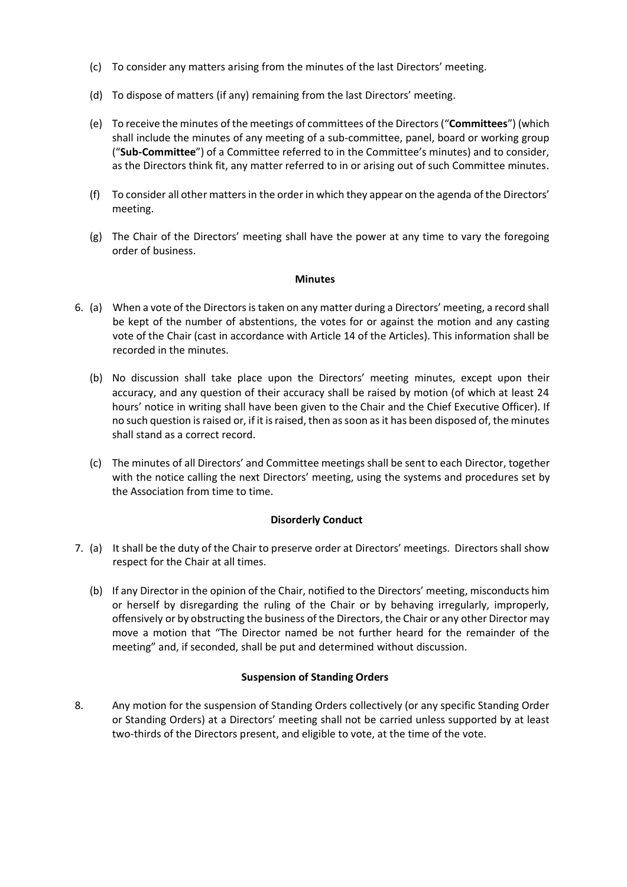(c) To consider any matters arising from the minutes of the last Directors' meeting.

(d) To dispose of matters (if any) remaining from the last Directors' meeting.

(e) To receive the minutes of the meetings of committees of the Directors ("**Committees**") (which shall include the minutes of any meeting of a sub-committee, panel, board or working group ("**Sub-Committee**") of a Committee referred to in the Committee's minutes) and to consider, as the Directors think fit, any matter referred to in or arising out of such Committee minutes.

(f) To consider all other matters in the order in which they appear on the agenda of the Directors' meeting.

(g) The Chair of the Directors' meeting shall have the power at any time to vary the foregoing order of business.

**Minutes**

6. (a) When a vote of the Directors is taken on any matter during a Directors' meeting, a record shall be kept of the number of abstentions, the votes for or against the motion and any casting vote of the Chair (cast in accordance with Article 14 of the Articles). This information shall be recorded in the minutes.

   (b) No discussion shall take place upon the Directors' meeting minutes, except upon their accuracy, and any question of their accuracy shall be raised by motion (of which at least 24 hours' notice in writing shall have been given to the Chair and the Chief Executive Officer). If no such question is raised or, if it is raised, then as soon as it has been disposed of, the minutes shall stand as a correct record.

   (c) The minutes of all Directors' and Committee meetings shall be sent to each Director, together with the notice calling the next Directors' meeting, using the systems and procedures set by the Association from time to time.

**Disorderly Conduct**

7. (a) It shall be the duty of the Chair to preserve order at Directors' meetings. Directors shall show respect for the Chair at all times.

   (b) If any Director in the opinion of the Chair, notified to the Directors' meeting, misconducts him or herself by disregarding the ruling of the Chair or by behaving irregularly, improperly, offensively or by obstructing the business of the Directors, the Chair or any other Director may move a motion that "The Director named be not further heard for the remainder of the meeting" and, if seconded, shall be put and determined without discussion.

**Suspension of Standing Orders**

8. Any motion for the suspension of Standing Orders collectively (or any specific Standing Order or Standing Orders) at a Directors' meeting shall not be carried unless supported by at least two-thirds of the Directors present, and eligible to vote, at the time of the vote.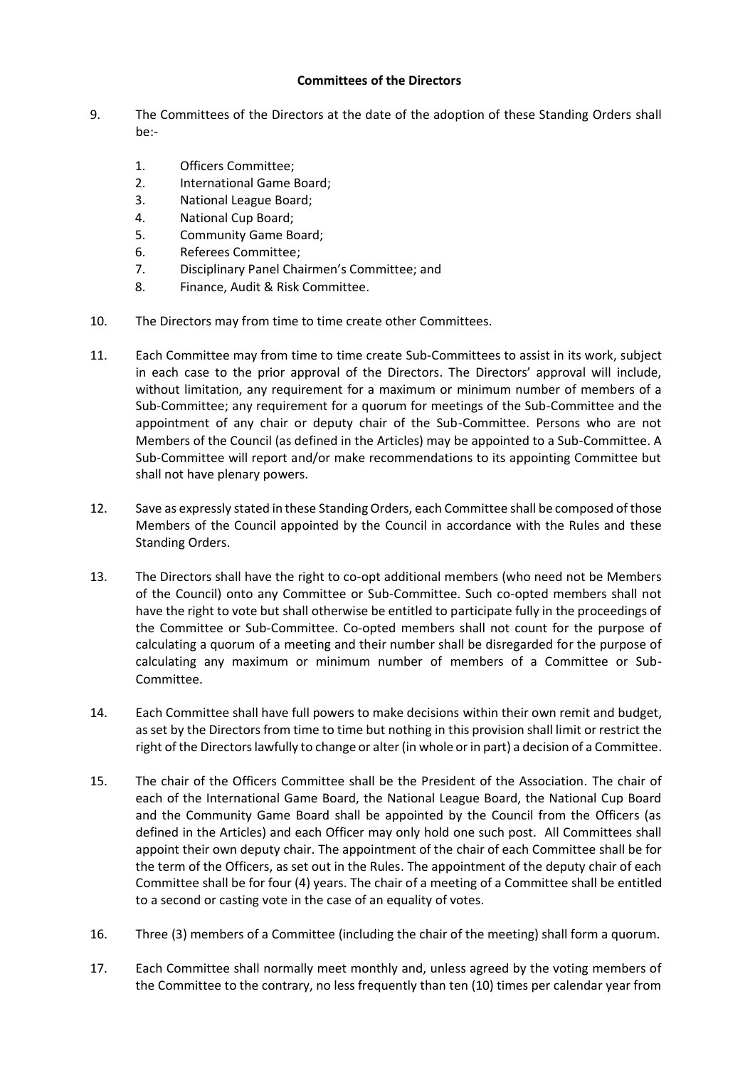## Committees of the Directors

9. The Committees of the Directors at the date of the adoption of these Standing Orders shall be:-

    1. Officers Committee;
    2. International Game Board;
    3. National League Board;
    4. National Cup Board;
    5. Community Game Board;
    6. Referees Committee;
    7. Disciplinary Panel Chairmen's Committee; and
    8. Finance, Audit & Risk Committee.

10. The Directors may from time to time create other Committees.

11. Each Committee may from time to time create Sub-Committees to assist in its work, subject in each case to the prior approval of the Directors. The Directors' approval will include, without limitation, any requirement for a maximum or minimum number of members of a Sub-Committee; any requirement for a quorum for meetings of the Sub-Committee and the appointment of any chair or deputy chair of the Sub-Committee. Persons who are not Members of the Council (as defined in the Articles) may be appointed to a Sub-Committee. A Sub-Committee will report and/or make recommendations to its appointing Committee but shall not have plenary powers.

12. Save as expressly stated in these Standing Orders, each Committee shall be composed of those Members of the Council appointed by the Council in accordance with the Rules and these Standing Orders.

13. The Directors shall have the right to co-opt additional members (who need not be Members of the Council) onto any Committee or Sub-Committee. Such co-opted members shall not have the right to vote but shall otherwise be entitled to participate fully in the proceedings of the Committee or Sub-Committee. Co-opted members shall not count for the purpose of calculating a quorum of a meeting and their number shall be disregarded for the purpose of calculating any maximum or minimum number of members of a Committee or Sub-Committee.

14. Each Committee shall have full powers to make decisions within their own remit and budget, as set by the Directors from time to time but nothing in this provision shall limit or restrict the right of the Directors lawfully to change or alter (in whole or in part) a decision of a Committee.

15. The chair of the Officers Committee shall be the President of the Association. The chair of each of the International Game Board, the National League Board, the National Cup Board and the Community Game Board shall be appointed by the Council from the Officers (as defined in the Articles) and each Officer may only hold one such post. All Committees shall appoint their own deputy chair. The appointment of the chair of each Committee shall be for the term of the Officers, as set out in the Rules. The appointment of the deputy chair of each Committee shall be for four (4) years. The chair of a meeting of a Committee shall be entitled to a second or casting vote in the case of an equality of votes.

16. Three (3) members of a Committee (including the chair of the meeting) shall form a quorum.

17. Each Committee shall normally meet monthly and, unless agreed by the voting members of the Committee to the contrary, no less frequently than ten (10) times per calendar year from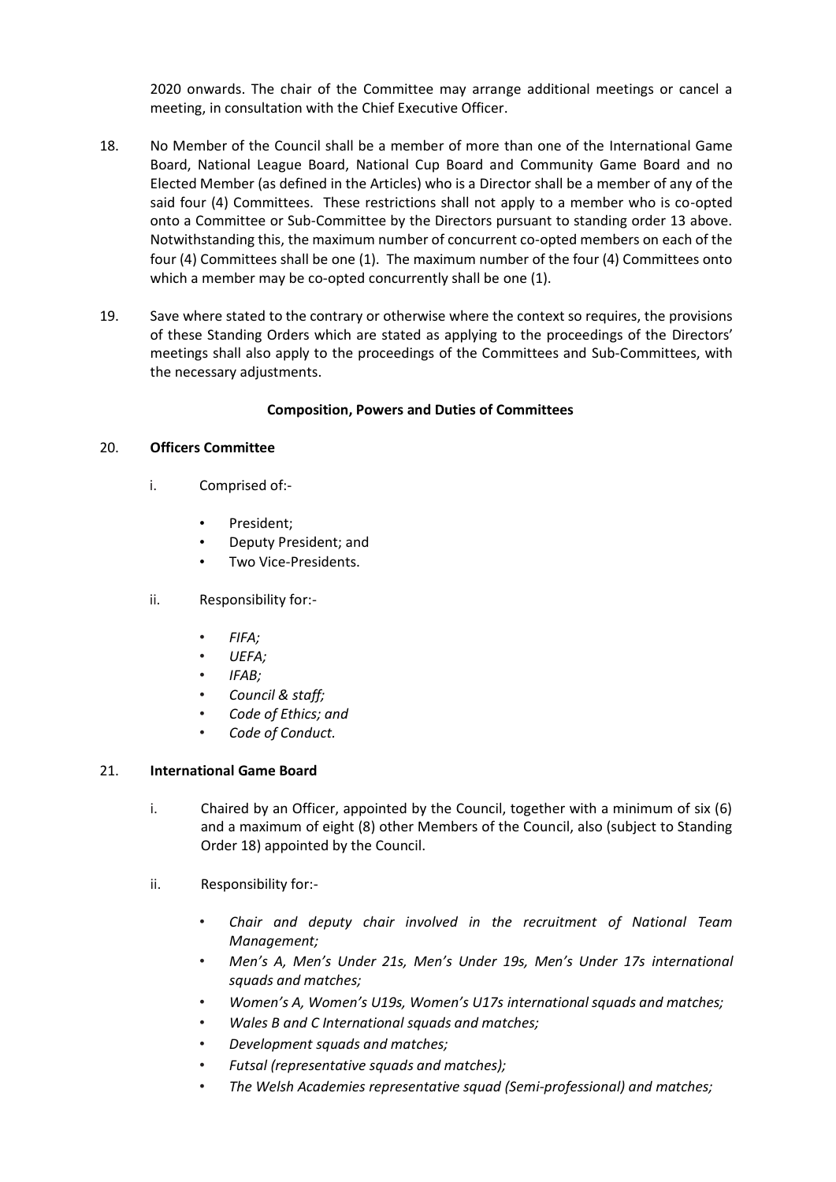2020 onwards. The chair of the Committee may arrange additional meetings or cancel a meeting, in consultation with the Chief Executive Officer.

18. No Member of the Council shall be a member of more than one of the International Game Board, National League Board, National Cup Board and Community Game Board and no Elected Member (as defined in the Articles) who is a Director shall be a member of any of the said four (4) Committees. These restrictions shall not apply to a member who is co-opted onto a Committee or Sub-Committee by the Directors pursuant to standing order 13 above. Notwithstanding this, the maximum number of concurrent co-opted members on each of the four (4) Committees shall be one (1). The maximum number of the four (4) Committees onto which a member may be co-opted concurrently shall be one (1).

19. Save where stated to the contrary or otherwise where the context so requires, the provisions of these Standing Orders which are stated as applying to the proceedings of the Directors' meetings shall also apply to the proceedings of the Committees and Sub-Committees, with the necessary adjustments.

**Composition, Powers and Duties of Committees**

20. **Officers Committee**

   i. Comprised of:-

      - President;
      - Deputy President; and
      - Two Vice-Presidents.

   ii. Responsibility for:-

      - *FIFA;*
      - *UEFA;*
      - *IFAB;*
      - *Council & staff;*
      - *Code of Ethics; and*
      - *Code of Conduct.*

21. **International Game Board**

   i. Chaired by an Officer, appointed by the Council, together with a minimum of six (6) and a maximum of eight (8) other Members of the Council, also (subject to Standing Order 18) appointed by the Council.

   ii. Responsibility for:-

      - *Chair and deputy chair involved in the recruitment of National Team Management;*
      - *Men's A, Men's Under 21s, Men's Under 19s, Men's Under 17s international squads and matches;*
      - *Women's A, Women's U19s, Women's U17s international squads and matches;*
      - *Wales B and C International squads and matches;*
      - *Development squads and matches;*
      - *Futsal (representative squads and matches);*
      - *The Welsh Academies representative squad (Semi-professional) and matches;*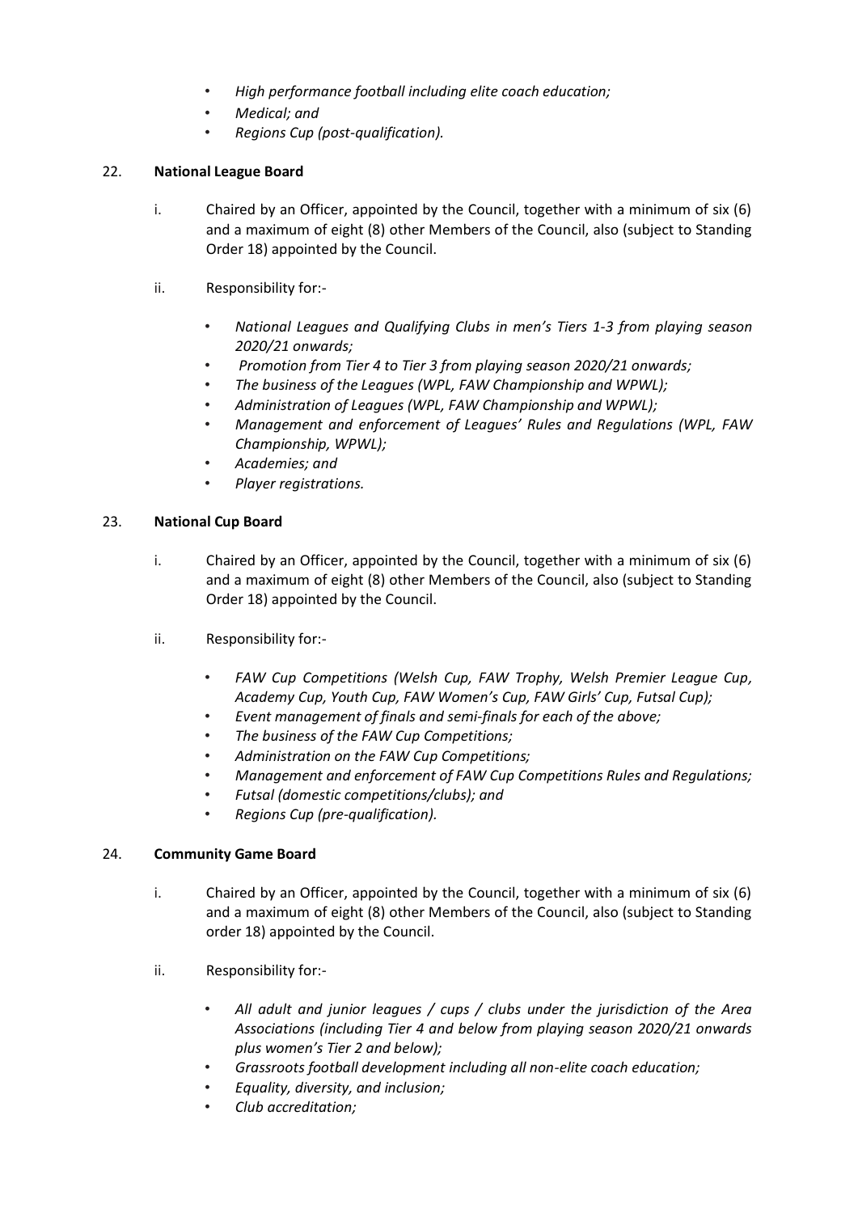- *High performance football including elite coach education;*
- *Medical; and*
- *Regions Cup (post-qualification).*

22. **National League Board**

    i. Chaired by an Officer, appointed by the Council, together with a minimum of six (6) and a maximum of eight (8) other Members of the Council, also (subject to Standing Order 18) appointed by the Council.

    ii. Responsibility for:-

    - *National Leagues and Qualifying Clubs in men's Tiers 1-3 from playing season 2020/21 onwards;*
    - *Promotion from Tier 4 to Tier 3 from playing season 2020/21 onwards;*
    - *The business of the Leagues (WPL, FAW Championship and WPWL);*
    - *Administration of Leagues (WPL, FAW Championship and WPWL);*
    - *Management and enforcement of Leagues' Rules and Regulations (WPL, FAW Championship, WPWL);*
    - *Academies; and*
    - *Player registrations.*

23. **National Cup Board**

    i. Chaired by an Officer, appointed by the Council, together with a minimum of six (6) and a maximum of eight (8) other Members of the Council, also (subject to Standing Order 18) appointed by the Council.

    ii. Responsibility for:-

    - *FAW Cup Competitions (Welsh Cup, FAW Trophy, Welsh Premier League Cup, Academy Cup, Youth Cup, FAW Women's Cup, FAW Girls' Cup, Futsal Cup);*
    - *Event management of finals and semi-finals for each of the above;*
    - *The business of the FAW Cup Competitions;*
    - *Administration on the FAW Cup Competitions;*
    - *Management and enforcement of FAW Cup Competitions Rules and Regulations;*
    - *Futsal (domestic competitions/clubs); and*
    - *Regions Cup (pre-qualification).*

24. **Community Game Board**

    i. Chaired by an Officer, appointed by the Council, together with a minimum of six (6) and a maximum of eight (8) other Members of the Council, also (subject to Standing order 18) appointed by the Council.

    ii. Responsibility for:-

    - *All adult and junior leagues / cups / clubs under the jurisdiction of the Area Associations (including Tier 4 and below from playing season 2020/21 onwards plus women's Tier 2 and below);*
    - *Grassroots football development including all non-elite coach education;*
    - *Equality, diversity, and inclusion;*
    - *Club accreditation;*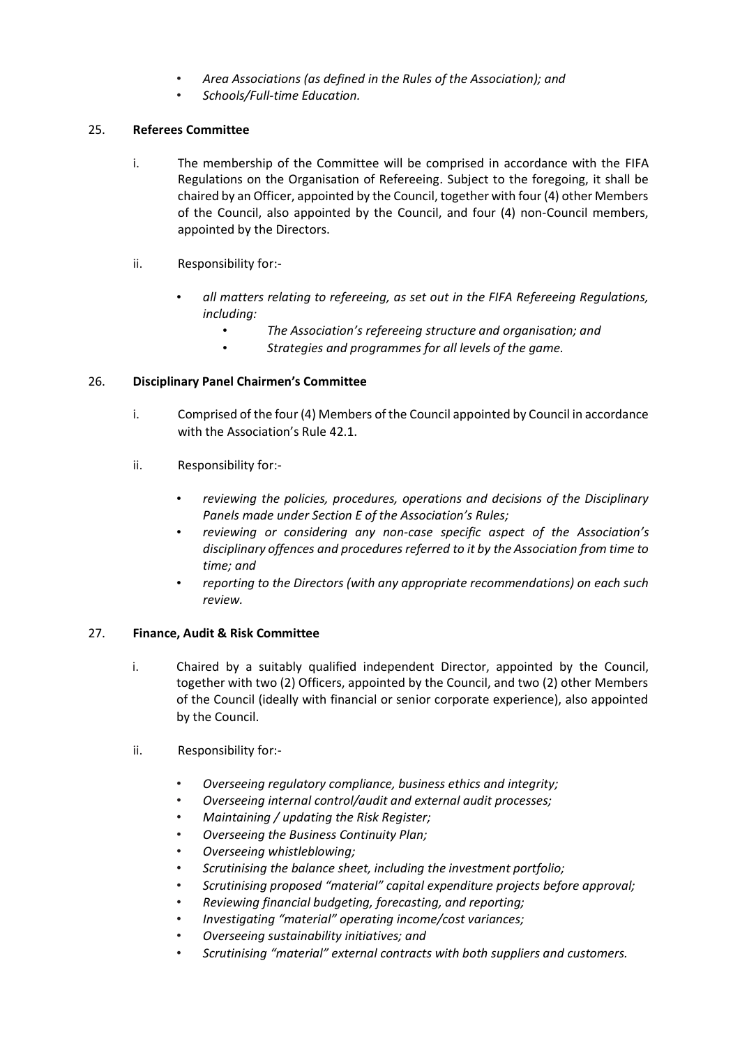- *Area Associations (as defined in the Rules of the Association); and*
- *Schools/Full-time Education.*

25. **Referees Committee**

   i. The membership of the Committee will be comprised in accordance with the FIFA Regulations on the Organisation of Refereeing. Subject to the foregoing, it shall be chaired by an Officer, appointed by the Council, together with four (4) other Members of the Council, also appointed by the Council, and four (4) non-Council members, appointed by the Directors.

   ii. Responsibility for:-

      - *all matters relating to refereeing, as set out in the FIFA Refereeing Regulations, including:*
         - *The Association's refereeing structure and organisation; and*
         - *Strategies and programmes for all levels of the game.*

26. **Disciplinary Panel Chairmen's Committee**

   i. Comprised of the four (4) Members of the Council appointed by Council in accordance with the Association's Rule 42.1.

   ii. Responsibility for:-

      - *reviewing the policies, procedures, operations and decisions of the Disciplinary Panels made under Section E of the Association's Rules;*
      - *reviewing or considering any non-case specific aspect of the Association's disciplinary offences and procedures referred to it by the Association from time to time; and*
      - *reporting to the Directors (with any appropriate recommendations) on each such review.*

27. **Finance, Audit & Risk Committee**

   i. Chaired by a suitably qualified independent Director, appointed by the Council, together with two (2) Officers, appointed by the Council, and two (2) other Members of the Council (ideally with financial or senior corporate experience), also appointed by the Council.

   ii. Responsibility for:-

      - *Overseeing regulatory compliance, business ethics and integrity;*
      - *Overseeing internal control/audit and external audit processes;*
      - *Maintaining / updating the Risk Register;*
      - *Overseeing the Business Continuity Plan;*
      - *Overseeing whistleblowing;*
      - *Scrutinising the balance sheet, including the investment portfolio;*
      - *Scrutinising proposed "material" capital expenditure projects before approval;*
      - *Reviewing financial budgeting, forecasting, and reporting;*
      - *Investigating "material" operating income/cost variances;*
      - *Overseeing sustainability initiatives; and*
      - *Scrutinising "material" external contracts with both suppliers and customers.*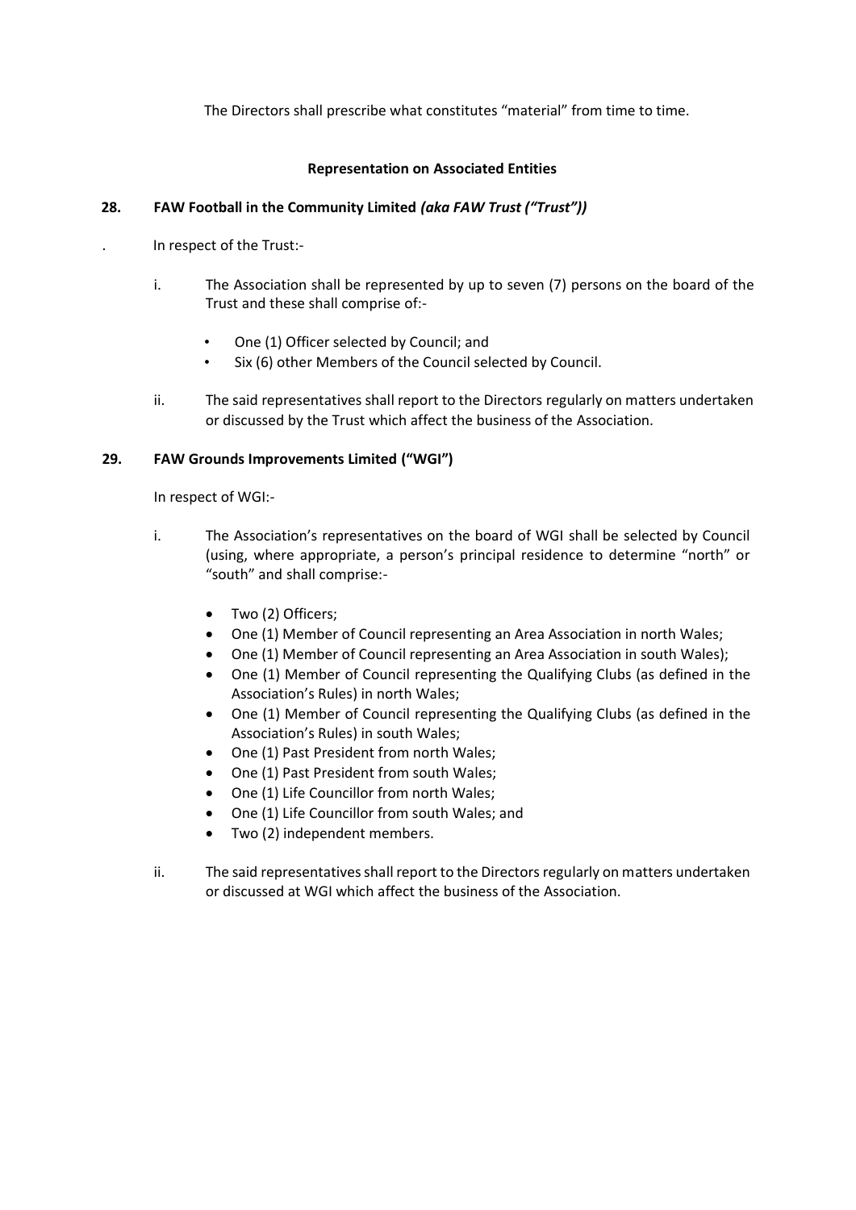The Directors shall prescribe what constitutes "material" from time to time.

**Representation on Associated Entities**

**28. FAW Football in the Community Limited *(aka FAW Trust ("Trust"))***

. In respect of the Trust:-

i. The Association shall be represented by up to seven (7) persons on the board of the Trust and these shall comprise of:-

- One (1) Officer selected by Council; and
- Six (6) other Members of the Council selected by Council.

ii. The said representatives shall report to the Directors regularly on matters undertaken or discussed by the Trust which affect the business of the Association.

**29. FAW Grounds Improvements Limited ("WGI")**

In respect of WGI:-

i. The Association's representatives on the board of WGI shall be selected by Council (using, where appropriate, a person's principal residence to determine "north" or "south" and shall comprise:-

- Two (2) Officers;
- One (1) Member of Council representing an Area Association in north Wales;
- One (1) Member of Council representing an Area Association in south Wales);
- One (1) Member of Council representing the Qualifying Clubs (as defined in the Association's Rules) in north Wales;
- One (1) Member of Council representing the Qualifying Clubs (as defined in the Association's Rules) in south Wales;
- One (1) Past President from north Wales;
- One (1) Past President from south Wales;
- One (1) Life Councillor from north Wales;
- One (1) Life Councillor from south Wales; and
- Two (2) independent members.

ii. The said representatives shall report to the Directors regularly on matters undertaken or discussed at WGI which affect the business of the Association.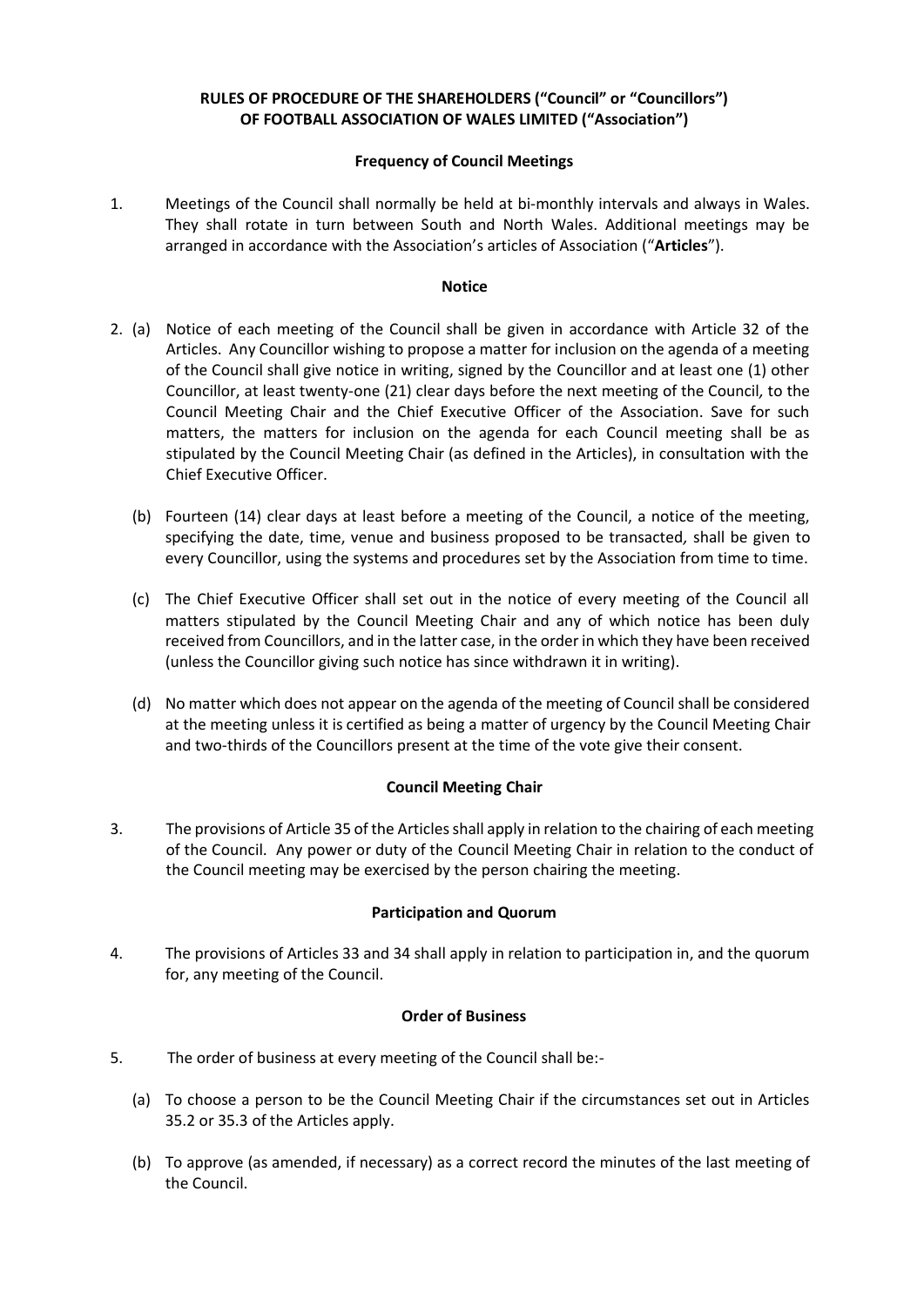**RULES OF PROCEDURE OF THE SHAREHOLDERS ("Council" or "Councillors") OF FOOTBALL ASSOCIATION OF WALES LIMITED ("Association")**

**Frequency of Council Meetings**

1. Meetings of the Council shall normally be held at bi-monthly intervals and always in Wales. They shall rotate in turn between South and North Wales. Additional meetings may be arranged in accordance with the Association's articles of Association ("**Articles**").

**Notice**

2. (a) Notice of each meeting of the Council shall be given in accordance with Article 32 of the Articles. Any Councillor wishing to propose a matter for inclusion on the agenda of a meeting of the Council shall give notice in writing, signed by the Councillor and at least one (1) other Councillor, at least twenty-one (21) clear days before the next meeting of the Council, to the Council Meeting Chair and the Chief Executive Officer of the Association. Save for such matters, the matters for inclusion on the agenda for each Council meeting shall be as stipulated by the Council Meeting Chair (as defined in the Articles), in consultation with the Chief Executive Officer.

   (b) Fourteen (14) clear days at least before a meeting of the Council, a notice of the meeting, specifying the date, time, venue and business proposed to be transacted, shall be given to every Councillor, using the systems and procedures set by the Association from time to time.

   (c) The Chief Executive Officer shall set out in the notice of every meeting of the Council all matters stipulated by the Council Meeting Chair and any of which notice has been duly received from Councillors, and in the latter case, in the order in which they have been received (unless the Councillor giving such notice has since withdrawn it in writing).

   (d) No matter which does not appear on the agenda of the meeting of Council shall be considered at the meeting unless it is certified as being a matter of urgency by the Council Meeting Chair and two-thirds of the Councillors present at the time of the vote give their consent.

**Council Meeting Chair**

3. The provisions of Article 35 of the Articles shall apply in relation to the chairing of each meeting of the Council. Any power or duty of the Council Meeting Chair in relation to the conduct of the Council meeting may be exercised by the person chairing the meeting.

**Participation and Quorum**

4. The provisions of Articles 33 and 34 shall apply in relation to participation in, and the quorum for, any meeting of the Council.

**Order of Business**

5. The order of business at every meeting of the Council shall be:-

   (a) To choose a person to be the Council Meeting Chair if the circumstances set out in Articles 35.2 or 35.3 of the Articles apply.

   (b) To approve (as amended, if necessary) as a correct record the minutes of the last meeting of the Council.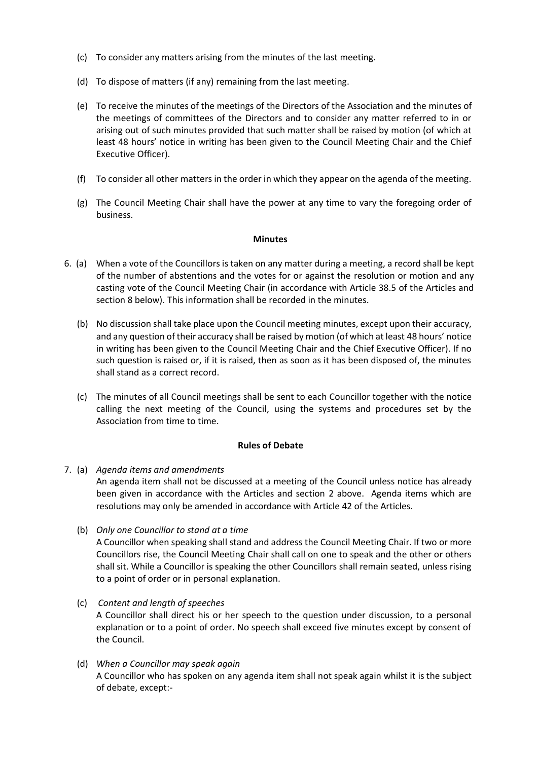(c) To consider any matters arising from the minutes of the last meeting.

(d) To dispose of matters (if any) remaining from the last meeting.

(e) To receive the minutes of the meetings of the Directors of the Association and the minutes of the meetings of committees of the Directors and to consider any matter referred to in or arising out of such minutes provided that such matter shall be raised by motion (of which at least 48 hours' notice in writing has been given to the Council Meeting Chair and the Chief Executive Officer).

(f) To consider all other matters in the order in which they appear on the agenda of the meeting.

(g) The Council Meeting Chair shall have the power at any time to vary the foregoing order of business.

**Minutes**

6. (a) When a vote of the Councillors is taken on any matter during a meeting, a record shall be kept of the number of abstentions and the votes for or against the resolution or motion and any casting vote of the Council Meeting Chair (in accordance with Article 38.5 of the Articles and section 8 below). This information shall be recorded in the minutes.

   (b) No discussion shall take place upon the Council meeting minutes, except upon their accuracy, and any question of their accuracy shall be raised by motion (of which at least 48 hours' notice in writing has been given to the Council Meeting Chair and the Chief Executive Officer). If no such question is raised or, if it is raised, then as soon as it has been disposed of, the minutes shall stand as a correct record.

   (c) The minutes of all Council meetings shall be sent to each Councillor together with the notice calling the next meeting of the Council, using the systems and procedures set by the Association from time to time.

**Rules of Debate**

7. (a) *Agenda items and amendments*
   An agenda item shall not be discussed at a meeting of the Council unless notice has already been given in accordance with the Articles and section 2 above. Agenda items which are resolutions may only be amended in accordance with Article 42 of the Articles.

   (b) *Only one Councillor to stand at a time*
   A Councillor when speaking shall stand and address the Council Meeting Chair. If two or more Councillors rise, the Council Meeting Chair shall call on one to speak and the other or others shall sit. While a Councillor is speaking the other Councillors shall remain seated, unless rising to a point of order or in personal explanation.

   (c) *Content and length of speeches*
   A Councillor shall direct his or her speech to the question under discussion, to a personal explanation or to a point of order. No speech shall exceed five minutes except by consent of the Council.

   (d) *When a Councillor may speak again*
   A Councillor who has spoken on any agenda item shall not speak again whilst it is the subject of debate, except:-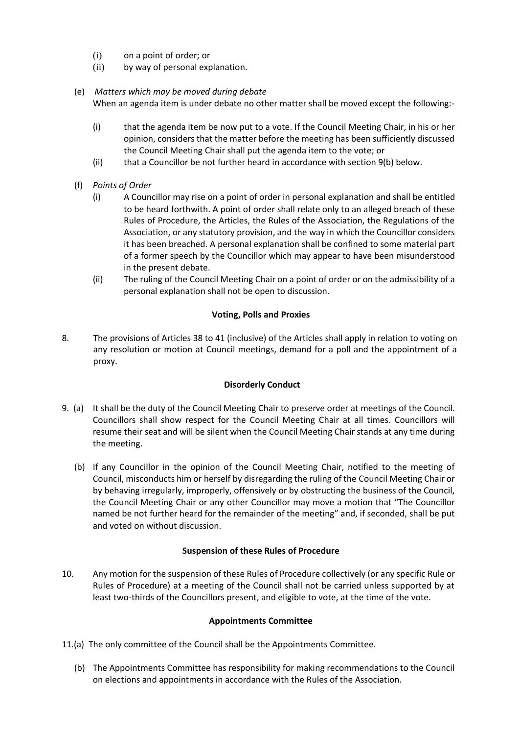- (i) on a point of order; or
- (ii) by way of personal explanation.

(e) *Matters which may be moved during debate*

When an agenda item is under debate no other matter shall be moved except the following:-

- (i) that the agenda item be now put to a vote. If the Council Meeting Chair, in his or her opinion, considers that the matter before the meeting has been sufficiently discussed the Council Meeting Chair shall put the agenda item to the vote; or
- (ii) that a Councillor be not further heard in accordance with section 9(b) below.

(f) *Points of Order*

- (i) A Councillor may rise on a point of order in personal explanation and shall be entitled to be heard forthwith. A point of order shall relate only to an alleged breach of these Rules of Procedure, the Articles, the Rules of the Association, the Regulations of the Association, or any statutory provision, and the way in which the Councillor considers it has been breached. A personal explanation shall be confined to some material part of a former speech by the Councillor which may appear to have been misunderstood in the present debate.
- (ii) The ruling of the Council Meeting Chair on a point of order or on the admissibility of a personal explanation shall not be open to discussion.

**Voting, Polls and Proxies**

8. The provisions of Articles 38 to 41 (inclusive) of the Articles shall apply in relation to voting on any resolution or motion at Council meetings, demand for a poll and the appointment of a proxy.

**Disorderly Conduct**

9. (a) It shall be the duty of the Council Meeting Chair to preserve order at meetings of the Council. Councillors shall show respect for the Council Meeting Chair at all times. Councillors will resume their seat and will be silent when the Council Meeting Chair stands at any time during the meeting.

(b) If any Councillor in the opinion of the Council Meeting Chair, notified to the meeting of Council, misconducts him or herself by disregarding the ruling of the Council Meeting Chair or by behaving irregularly, improperly, offensively or by obstructing the business of the Council, the Council Meeting Chair or any other Councillor may move a motion that "The Councillor named be not further heard for the remainder of the meeting" and, if seconded, shall be put and voted on without discussion.

**Suspension of these Rules of Procedure**

10. Any motion for the suspension of these Rules of Procedure collectively (or any specific Rule or Rules of Procedure) at a meeting of the Council shall not be carried unless supported by at least two-thirds of the Councillors present, and eligible to vote, at the time of the vote.

**Appointments Committee**

11.(a) The only committee of the Council shall be the Appointments Committee.

(b) The Appointments Committee has responsibility for making recommendations to the Council on elections and appointments in accordance with the Rules of the Association.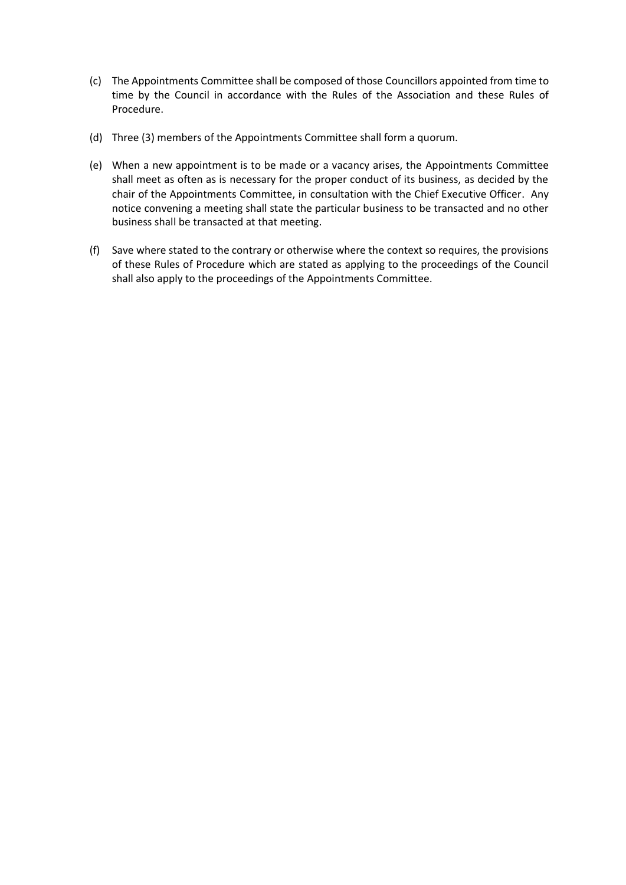(c) The Appointments Committee shall be composed of those Councillors appointed from time to time by the Council in accordance with the Rules of the Association and these Rules of Procedure.

(d) Three (3) members of the Appointments Committee shall form a quorum.

(e) When a new appointment is to be made or a vacancy arises, the Appointments Committee shall meet as often as is necessary for the proper conduct of its business, as decided by the chair of the Appointments Committee, in consultation with the Chief Executive Officer. Any notice convening a meeting shall state the particular business to be transacted and no other business shall be transacted at that meeting.

(f) Save where stated to the contrary or otherwise where the context so requires, the provisions of these Rules of Procedure which are stated as applying to the proceedings of the Council shall also apply to the proceedings of the Appointments Committee.